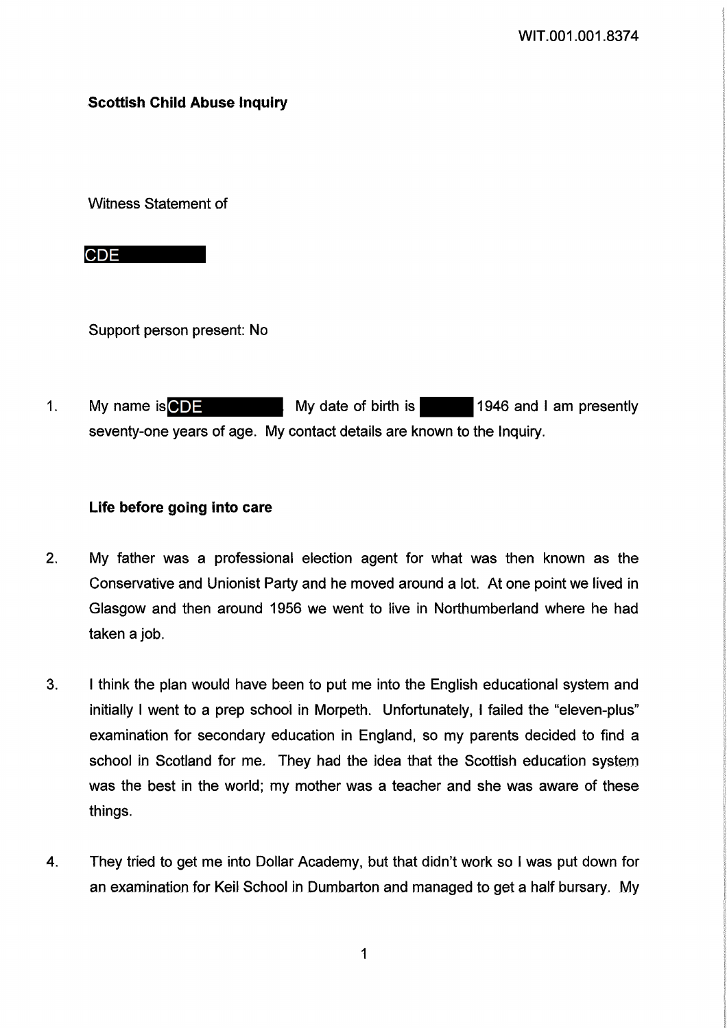**Scottish Child Abuse Inquiry**

Witness Statement of

CDE

Support person present: No

1. My name is CDE. My date of birth is 1946 and I am presently seventy-one years of age. My contact details are known to the Inquiry.

**Life before going into care**

2. My father was a professional election agent for what was then known as the Conservative and Unionist Party and he moved around a lot. At one point we lived in Glasgow and then around 1956 we went to live in Northumberland where he had taken a job.

3. I think the plan would have been to put me into the English educational system and initially I went to a prep school in Morpeth. Unfortunately, I failed the "eleven-plus" examination for secondary education in England, so my parents decided to find a school in Scotland for me. They had the idea that the Scottish education system was the best in the world; my mother was a teacher and she was aware of these things.

4. They tried to get me into Dollar Academy, but that didn't work so I was put down for an examination for Keil School in Dumbarton and managed to get a half bursary. My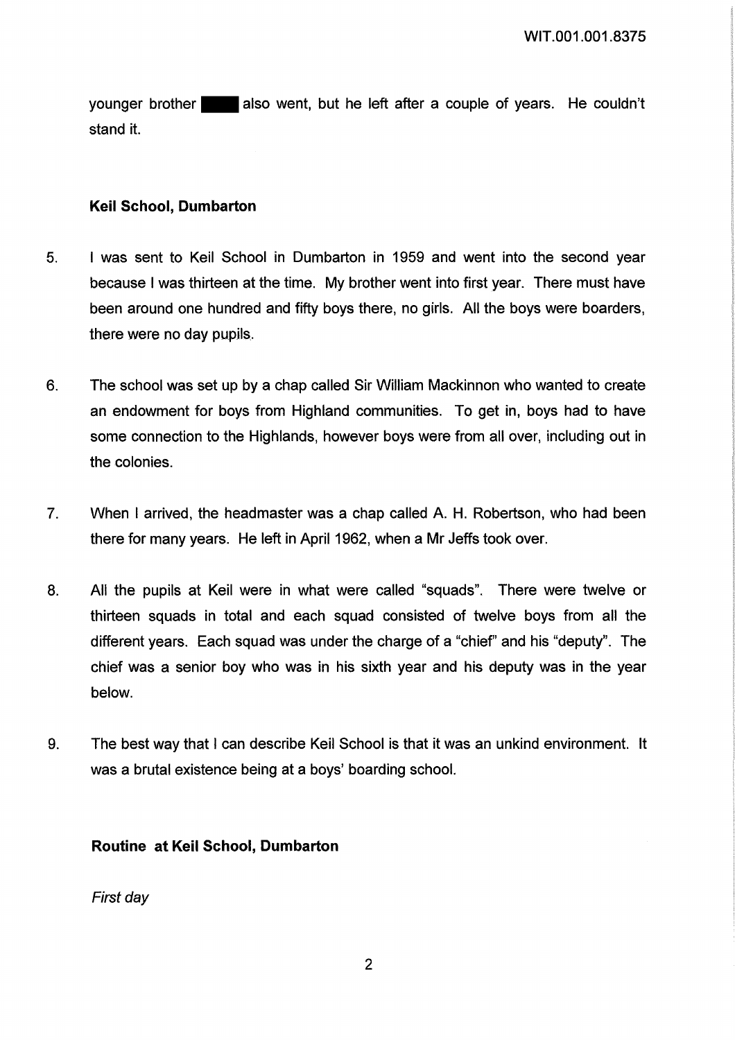younger brother ████ also went, but he left after a couple of years. He couldn't stand it.

### Keil School, Dumbarton

5. I was sent to Keil School in Dumbarton in 1959 and went into the second year because I was thirteen at the time. My brother went into first year. There must have been around one hundred and fifty boys there, no girls. All the boys were boarders, there were no day pupils.

6. The school was set up by a chap called Sir William Mackinnon who wanted to create an endowment for boys from Highland communities. To get in, boys had to have some connection to the Highlands, however boys were from all over, including out in the colonies.

7. When I arrived, the headmaster was a chap called A. H. Robertson, who had been there for many years. He left in April 1962, when a Mr Jeffs took over.

8. All the pupils at Keil were in what were called "squads". There were twelve or thirteen squads in total and each squad consisted of twelve boys from all the different years. Each squad was under the charge of a "chief" and his "deputy". The chief was a senior boy who was in his sixth year and his deputy was in the year below.

9. The best way that I can describe Keil School is that it was an unkind environment. It was a brutal existence being at a boys' boarding school.

### Routine at Keil School, Dumbarton

*First day*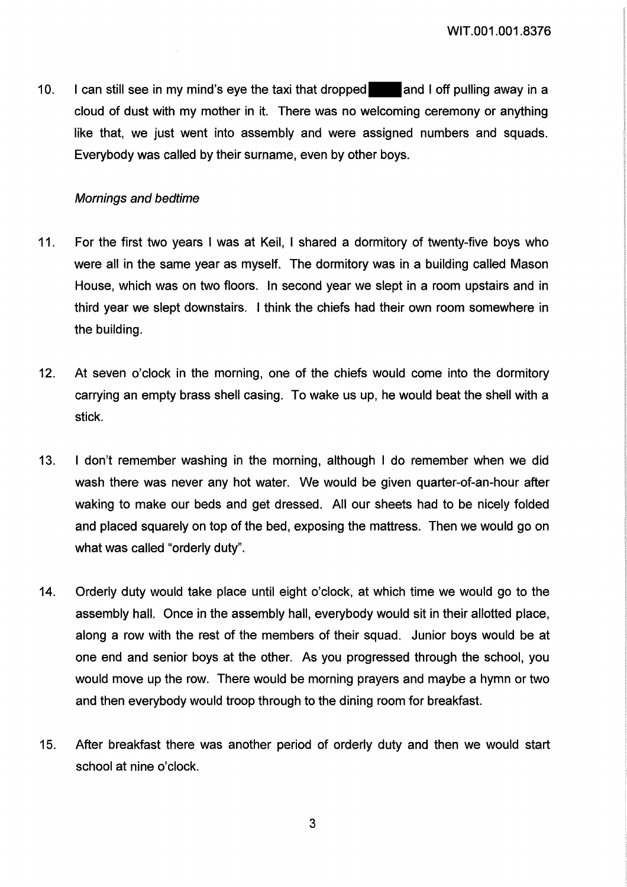10. I can still see in my mind's eye the taxi that dropped [REDACTED] and I off pulling away in a cloud of dust with my mother in it. There was no welcoming ceremony or anything like that, we just went into assembly and were assigned numbers and squads. Everybody was called by their surname, even by other boys.

*Mornings and bedtime*

11. For the first two years I was at Keil, I shared a dormitory of twenty-five boys who were all in the same year as myself. The dormitory was in a building called Mason House, which was on two floors. In second year we slept in a room upstairs and in third year we slept downstairs. I think the chiefs had their own room somewhere in the building.

12. At seven o'clock in the morning, one of the chiefs would come into the dormitory carrying an empty brass shell casing. To wake us up, he would beat the shell with a stick.

13. I don't remember washing in the morning, although I do remember when we did wash there was never any hot water. We would be given quarter-of-an-hour after waking to make our beds and get dressed. All our sheets had to be nicely folded and placed squarely on top of the bed, exposing the mattress. Then we would go on what was called "orderly duty".

14. Orderly duty would take place until eight o'clock, at which time we would go to the assembly hall. Once in the assembly hall, everybody would sit in their allotted place, along a row with the rest of the members of their squad. Junior boys would be at one end and senior boys at the other. As you progressed through the school, you would move up the row. There would be morning prayers and maybe a hymn or two and then everybody would troop through to the dining room for breakfast.

15. After breakfast there was another period of orderly duty and then we would start school at nine o'clock.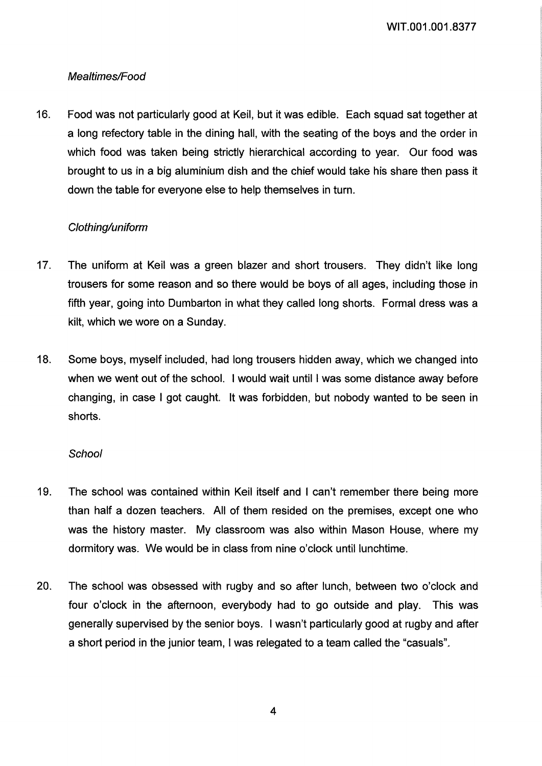*Mealtimes/Food*

16. Food was not particularly good at Keil, but it was edible. Each squad sat together at a long refectory table in the dining hall, with the seating of the boys and the order in which food was taken being strictly hierarchical according to year. Our food was brought to us in a big aluminium dish and the chief would take his share then pass it down the table for everyone else to help themselves in turn.

*Clothing/uniform*

17. The uniform at Keil was a green blazer and short trousers. They didn't like long trousers for some reason and so there would be boys of all ages, including those in fifth year, going into Dumbarton in what they called long shorts. Formal dress was a kilt, which we wore on a Sunday.

18. Some boys, myself included, had long trousers hidden away, which we changed into when we went out of the school. I would wait until I was some distance away before changing, in case I got caught. It was forbidden, but nobody wanted to be seen in shorts.

*School*

19. The school was contained within Keil itself and I can't remember there being more than half a dozen teachers. All of them resided on the premises, except one who was the history master. My classroom was also within Mason House, where my dormitory was. We would be in class from nine o'clock until lunchtime.

20. The school was obsessed with rugby and so after lunch, between two o'clock and four o'clock in the afternoon, everybody had to go outside and play. This was generally supervised by the senior boys. I wasn't particularly good at rugby and after a short period in the junior team, I was relegated to a team called the "casuals".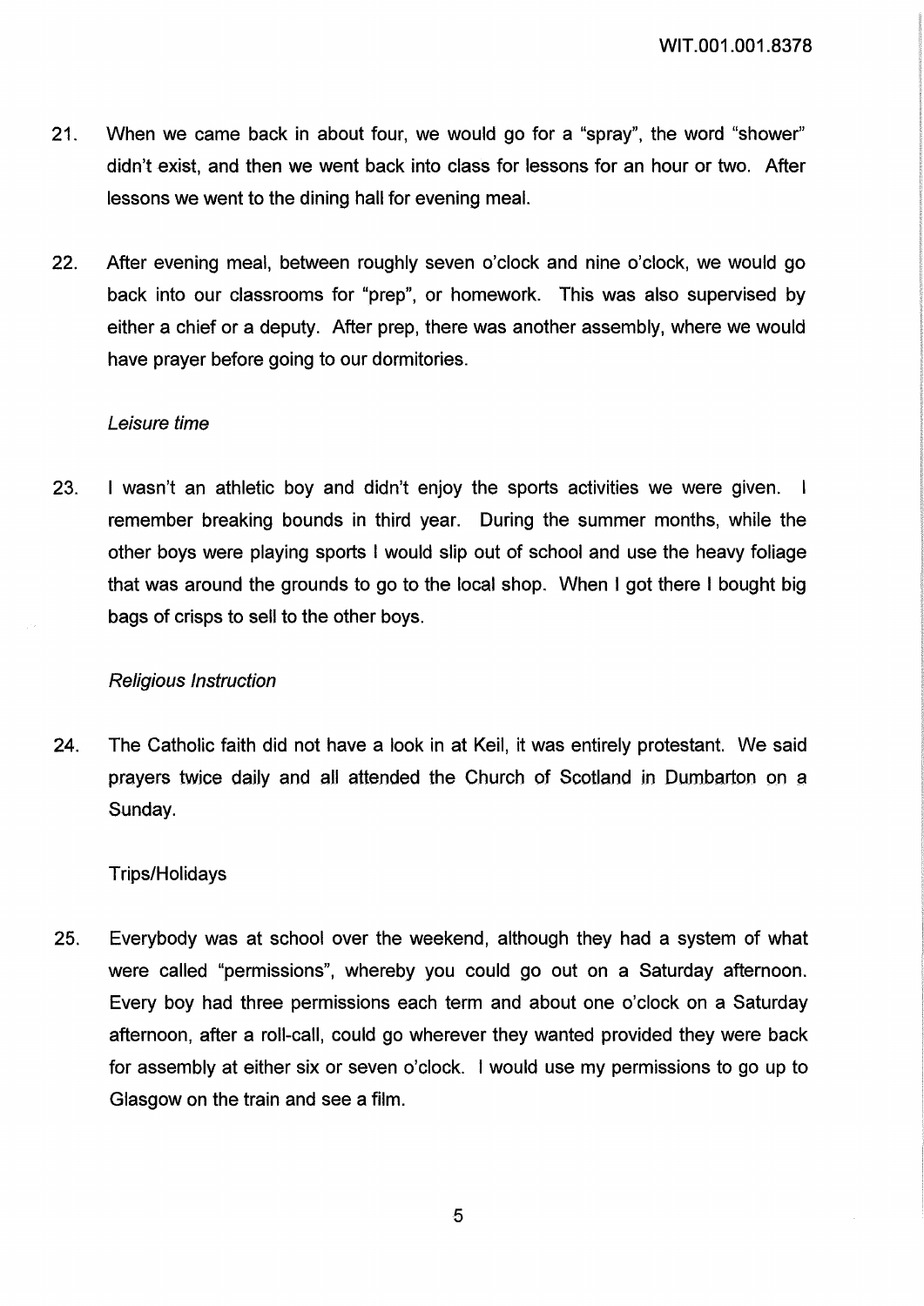21. When we came back in about four, we would go for a "spray", the word "shower" didn't exist, and then we went back into class for lessons for an hour or two. After lessons we went to the dining hall for evening meal.

22. After evening meal, between roughly seven o'clock and nine o'clock, we would go back into our classrooms for "prep", or homework. This was also supervised by either a chief or a deputy. After prep, there was another assembly, where we would have prayer before going to our dormitories.

*Leisure time*

23. I wasn't an athletic boy and didn't enjoy the sports activities we were given. I remember breaking bounds in third year. During the summer months, while the other boys were playing sports I would slip out of school and use the heavy foliage that was around the grounds to go to the local shop. When I got there I bought big bags of crisps to sell to the other boys.

*Religious Instruction*

24. The Catholic faith did not have a look in at Keil, it was entirely protestant. We said prayers twice daily and all attended the Church of Scotland in Dumbarton on a Sunday.

Trips/Holidays

25. Everybody was at school over the weekend, although they had a system of what were called "permissions", whereby you could go out on a Saturday afternoon. Every boy had three permissions each term and about one o'clock on a Saturday afternoon, after a roll-call, could go wherever they wanted provided they were back for assembly at either six or seven o'clock. I would use my permissions to go up to Glasgow on the train and see a film.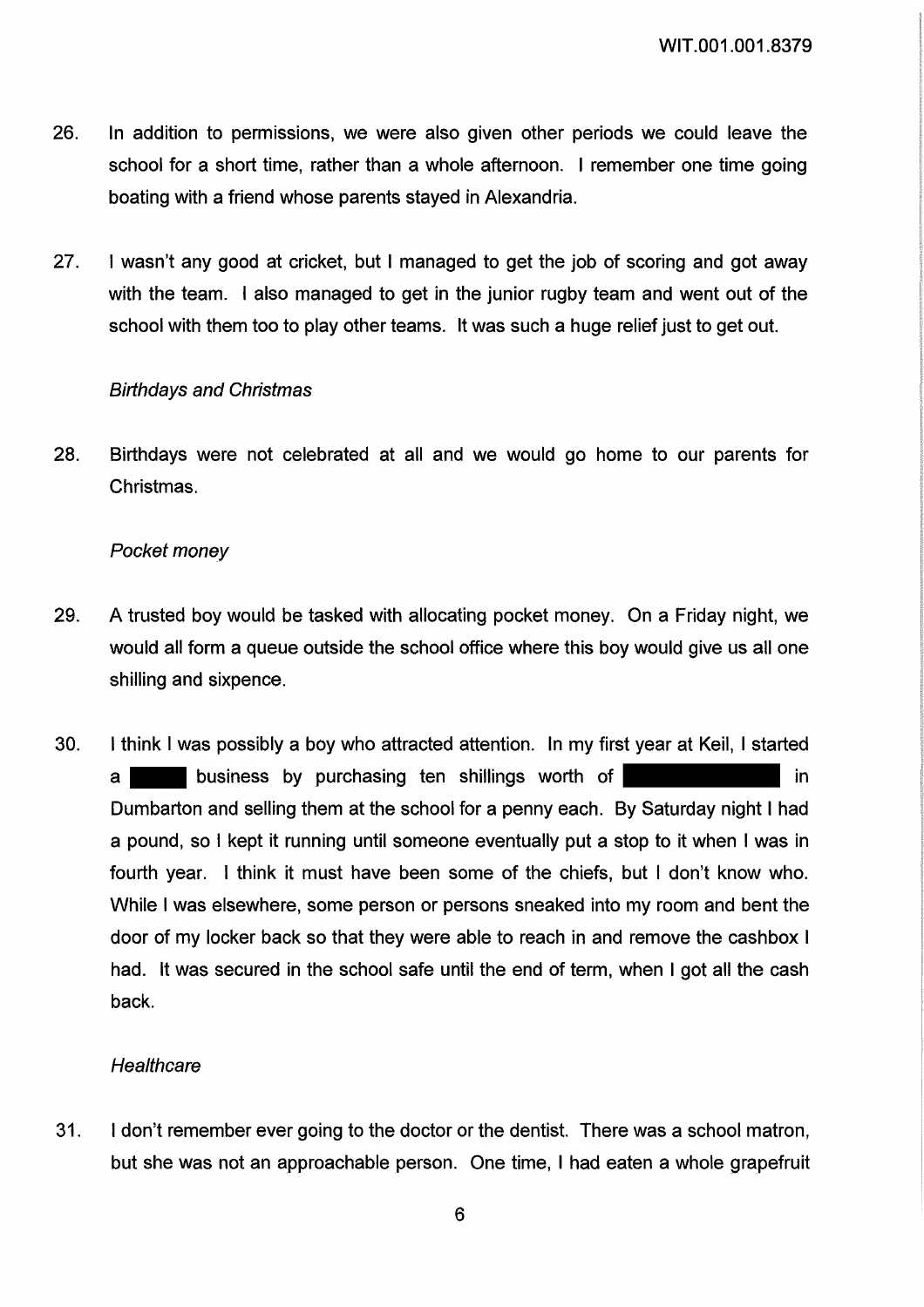26. In addition to permissions, we were also given other periods we could leave the school for a short time, rather than a whole afternoon. I remember one time going boating with a friend whose parents stayed in Alexandria.

27. I wasn't any good at cricket, but I managed to get the job of scoring and got away with the team. I also managed to get in the junior rugby team and went out of the school with them too to play other teams. It was such a huge relief just to get out.

*Birthdays and Christmas*

28. Birthdays were not celebrated at all and we would go home to our parents for Christmas.

*Pocket money*

29. A trusted boy would be tasked with allocating pocket money. On a Friday night, we would all form a queue outside the school office where this boy would give us all one shilling and sixpence.

30. I think I was possibly a boy who attracted attention. In my first year at Keil, I started a ████ business by purchasing ten shillings worth of ████████ in Dumbarton and selling them at the school for a penny each. By Saturday night I had a pound, so I kept it running until someone eventually put a stop to it when I was in fourth year. I think it must have been some of the chiefs, but I don't know who. While I was elsewhere, some person or persons sneaked into my room and bent the door of my locker back so that they were able to reach in and remove the cashbox I had. It was secured in the school safe until the end of term, when I got all the cash back.

*Healthcare*

31. I don't remember ever going to the doctor or the dentist. There was a school matron, but she was not an approachable person. One time, I had eaten a whole grapefruit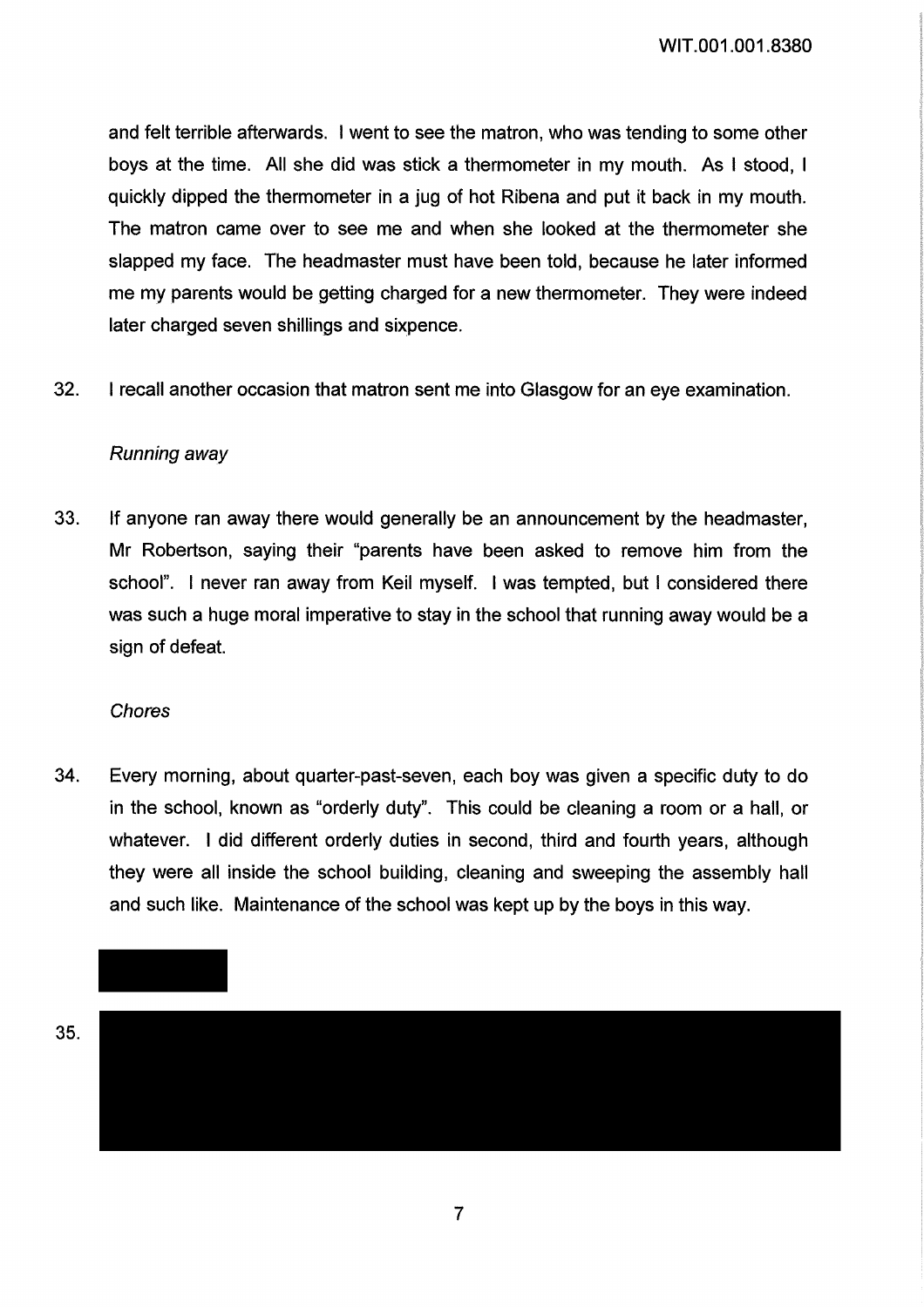and felt terrible afterwards. I went to see the matron, who was tending to some other boys at the time. All she did was stick a thermometer in my mouth. As I stood, I quickly dipped the thermometer in a jug of hot Ribena and put it back in my mouth. The matron came over to see me and when she looked at the thermometer she slapped my face. The headmaster must have been told, because he later informed me my parents would be getting charged for a new thermometer. They were indeed later charged seven shillings and sixpence.

32. I recall another occasion that matron sent me into Glasgow for an eye examination.

*Running away*

33. If anyone ran away there would generally be an announcement by the headmaster, Mr Robertson, saying their "parents have been asked to remove him from the school". I never ran away from Keil myself. I was tempted, but I considered there was such a huge moral imperative to stay in the school that running away would be a sign of defeat.

*Chores*

34. Every morning, about quarter-past-seven, each boy was given a specific duty to do in the school, known as "orderly duty". This could be cleaning a room or a hall, or whatever. I did different orderly duties in second, third and fourth years, although they were all inside the school building, cleaning and sweeping the assembly hall and such like. Maintenance of the school was kept up by the boys in this way.

35.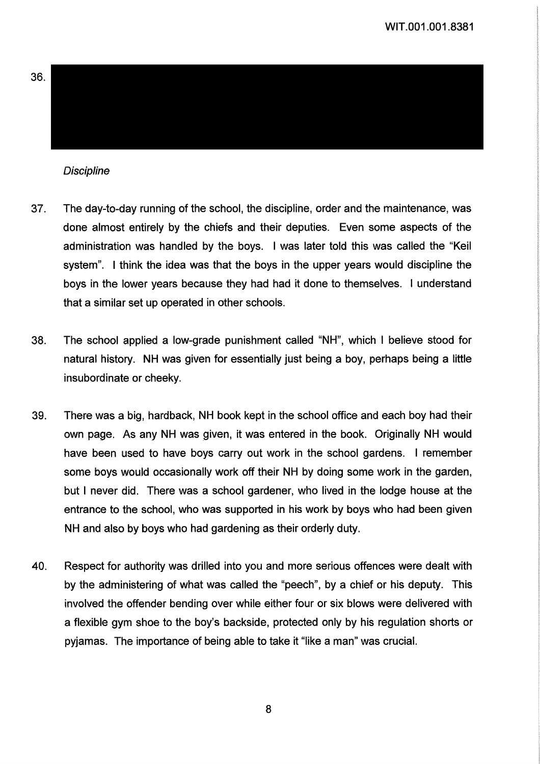36. 

*Discipline*

37. The day-to-day running of the school, the discipline, order and the maintenance, was done almost entirely by the chiefs and their deputies. Even some aspects of the administration was handled by the boys. I was later told this was called the "Keil system". I think the idea was that the boys in the upper years would discipline the boys in the lower years because they had had it done to themselves. I understand that a similar set up operated in other schools.

38. The school applied a low-grade punishment called "NH", which I believe stood for natural history. NH was given for essentially just being a boy, perhaps being a little insubordinate or cheeky.

39. There was a big, hardback, NH book kept in the school office and each boy had their own page. As any NH was given, it was entered in the book. Originally NH would have been used to have boys carry out work in the school gardens. I remember some boys would occasionally work off their NH by doing some work in the garden, but I never did. There was a school gardener, who lived in the lodge house at the entrance to the school, who was supported in his work by boys who had been given NH and also by boys who had gardening as their orderly duty.

40. Respect for authority was drilled into you and more serious offences were dealt with by the administering of what was called the "peech", by a chief or his deputy. This involved the offender bending over while either four or six blows were delivered with a flexible gym shoe to the boy's backside, protected only by his regulation shorts or pyjamas. The importance of being able to take it "like a man" was crucial.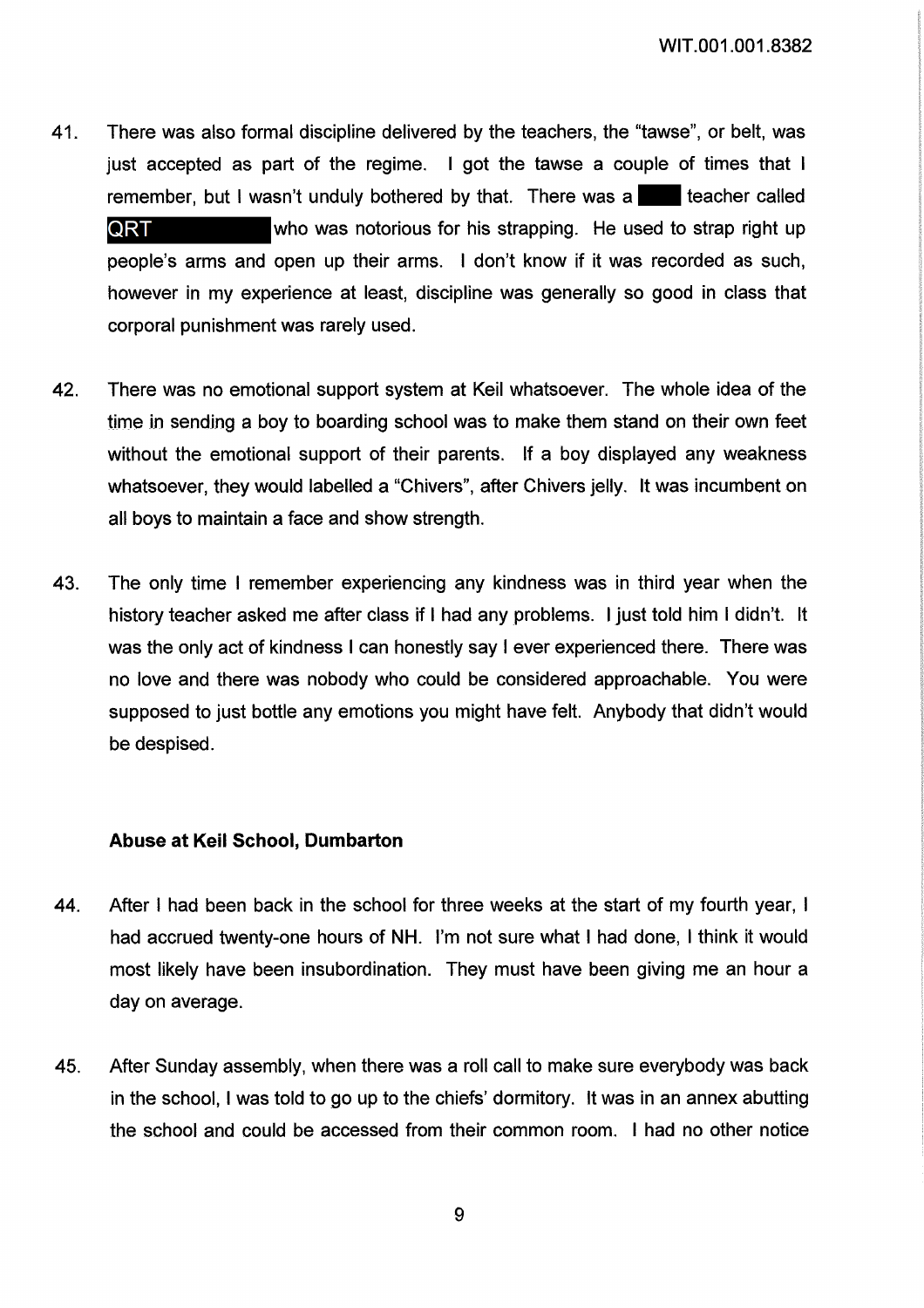41. There was also formal discipline delivered by the teachers, the "tawse", or belt, was just accepted as part of the regime. I got the tawse a couple of times that I remember, but I wasn't unduly bothered by that. There was a ████ teacher called QRT ████████ who was notorious for his strapping. He used to strap right up people's arms and open up their arms. I don't know if it was recorded as such, however in my experience at least, discipline was generally so good in class that corporal punishment was rarely used.

42. There was no emotional support system at Keil whatsoever. The whole idea of the time in sending a boy to boarding school was to make them stand on their own feet without the emotional support of their parents. If a boy displayed any weakness whatsoever, they would labelled a "Chivers", after Chivers jelly. It was incumbent on all boys to maintain a face and show strength.

43. The only time I remember experiencing any kindness was in third year when the history teacher asked me after class if I had any problems. I just told him I didn't. It was the only act of kindness I can honestly say I ever experienced there. There was no love and there was nobody who could be considered approachable. You were supposed to just bottle any emotions you might have felt. Anybody that didn't would be despised.

### Abuse at Keil School, Dumbarton

44. After I had been back in the school for three weeks at the start of my fourth year, I had accrued twenty-one hours of NH. I'm not sure what I had done, I think it would most likely have been insubordination. They must have been giving me an hour a day on average.

45. After Sunday assembly, when there was a roll call to make sure everybody was back in the school, I was told to go up to the chiefs' dormitory. It was in an annex abutting the school and could be accessed from their common room. I had no other notice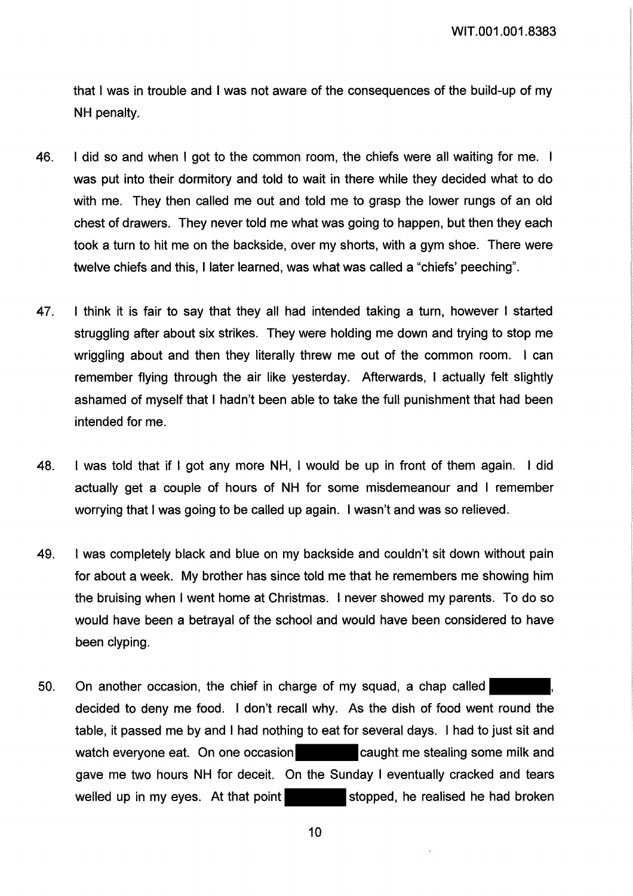that I was in trouble and I was not aware of the consequences of the build-up of my NH penalty.

46. I did so and when I got to the common room, the chiefs were all waiting for me. I was put into their dormitory and told to wait in there while they decided what to do with me. They then called me out and told me to grasp the lower rungs of an old chest of drawers. They never told me what was going to happen, but then they each took a turn to hit me on the backside, over my shorts, with a gym shoe. There were twelve chiefs and this, I later learned, was what was called a "chiefs' peeching".

47. I think it is fair to say that they all had intended taking a turn, however I started struggling after about six strikes. They were holding me down and trying to stop me wriggling about and then they literally threw me out of the common room. I can remember flying through the air like yesterday. Afterwards, I actually felt slightly ashamed of myself that I hadn't been able to take the full punishment that had been intended for me.

48. I was told that if I got any more NH, I would be up in front of them again. I did actually get a couple of hours of NH for some misdemeanour and I remember worrying that I was going to be called up again. I wasn't and was so relieved.

49. I was completely black and blue on my backside and couldn't sit down without pain for about a week. My brother has since told me that he remembers me showing him the bruising when I went home at Christmas. I never showed my parents. To do so would have been a betrayal of the school and would have been considered to have been clyping.

50. On another occasion, the chief in charge of my squad, a chap called [REDACTED], decided to deny me food. I don't recall why. As the dish of food went round the table, it passed me by and I had nothing to eat for several days. I had to just sit and watch everyone eat. On one occasion [REDACTED] caught me stealing some milk and gave me two hours NH for deceit. On the Sunday I eventually cracked and tears welled up in my eyes. At that point [REDACTED] stopped, he realised he had broken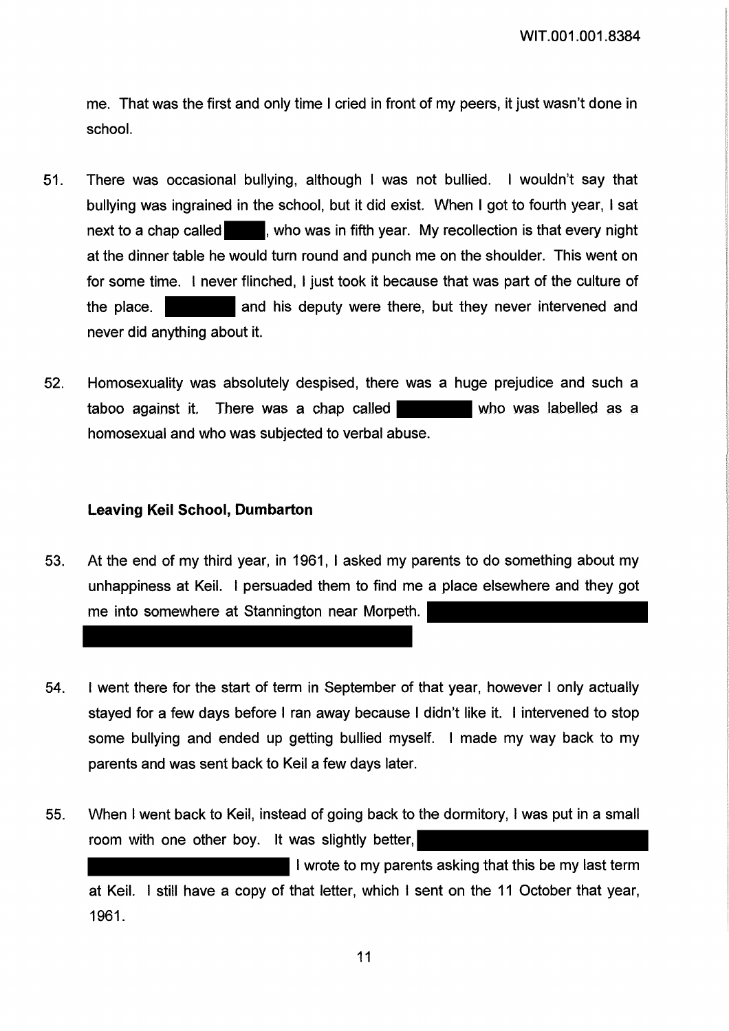me. That was the first and only time I cried in front of my peers, it just wasn't done in school.

51. There was occasional bullying, although I was not bullied. I wouldn't say that bullying was ingrained in the school, but it did exist. When I got to fourth year, I sat next to a chap called ██████, who was in fifth year. My recollection is that every night at the dinner table he would turn round and punch me on the shoulder. This went on for some time. I never flinched, I just took it because that was part of the culture of the place. ████████ and his deputy were there, but they never intervened and never did anything about it.

52. Homosexuality was absolutely despised, there was a huge prejudice and such a taboo against it. There was a chap called ████████ who was labelled as a homosexual and who was subjected to verbal abuse.

**Leaving Keil School, Dumbarton**

53. At the end of my third year, in 1961, I asked my parents to do something about my unhappiness at Keil. I persuaded them to find me a place elsewhere and they got me into somewhere at Stannington near Morpeth. ████████████████████████████████████████████████████████

54. I went there for the start of term in September of that year, however I only actually stayed for a few days before I ran away because I didn't like it. I intervened to stop some bullying and ended up getting bullied myself. I made my way back to my parents and was sent back to Keil a few days later.

55. When I went back to Keil, instead of going back to the dormitory, I was put in a small room with one other boy. It was slightly better, ████████████████████████████████████████████ I wrote to my parents asking that this be my last term at Keil. I still have a copy of that letter, which I sent on the 11 October that year, 1961.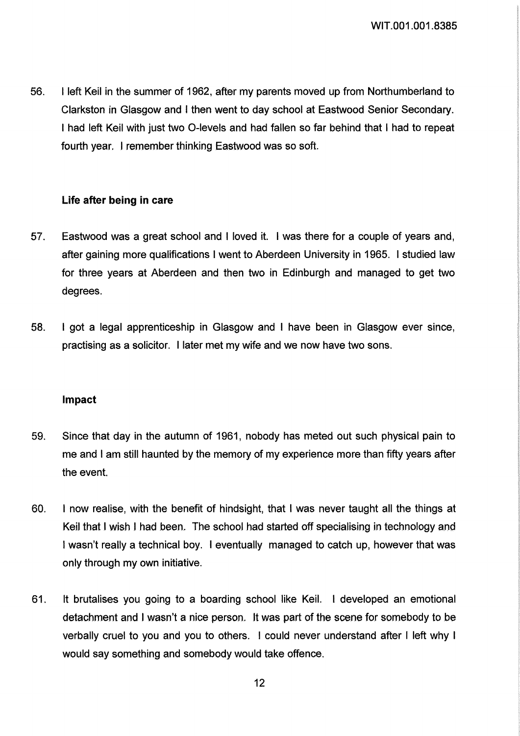56. I left Keil in the summer of 1962, after my parents moved up from Northumberland to Clarkston in Glasgow and I then went to day school at Eastwood Senior Secondary. I had left Keil with just two O-levels and had fallen so far behind that I had to repeat fourth year. I remember thinking Eastwood was so soft.

### Life after being in care

57. Eastwood was a great school and I loved it. I was there for a couple of years and, after gaining more qualifications I went to Aberdeen University in 1965. I studied law for three years at Aberdeen and then two in Edinburgh and managed to get two degrees.

58. I got a legal apprenticeship in Glasgow and I have been in Glasgow ever since, practising as a solicitor. I later met my wife and we now have two sons.

### Impact

59. Since that day in the autumn of 1961, nobody has meted out such physical pain to me and I am still haunted by the memory of my experience more than fifty years after the event.

60. I now realise, with the benefit of hindsight, that I was never taught all the things at Keil that I wish I had been. The school had started off specialising in technology and I wasn't really a technical boy. I eventually managed to catch up, however that was only through my own initiative.

61. It brutalises you going to a boarding school like Keil. I developed an emotional detachment and I wasn't a nice person. It was part of the scene for somebody to be verbally cruel to you and you to others. I could never understand after I left why I would say something and somebody would take offence.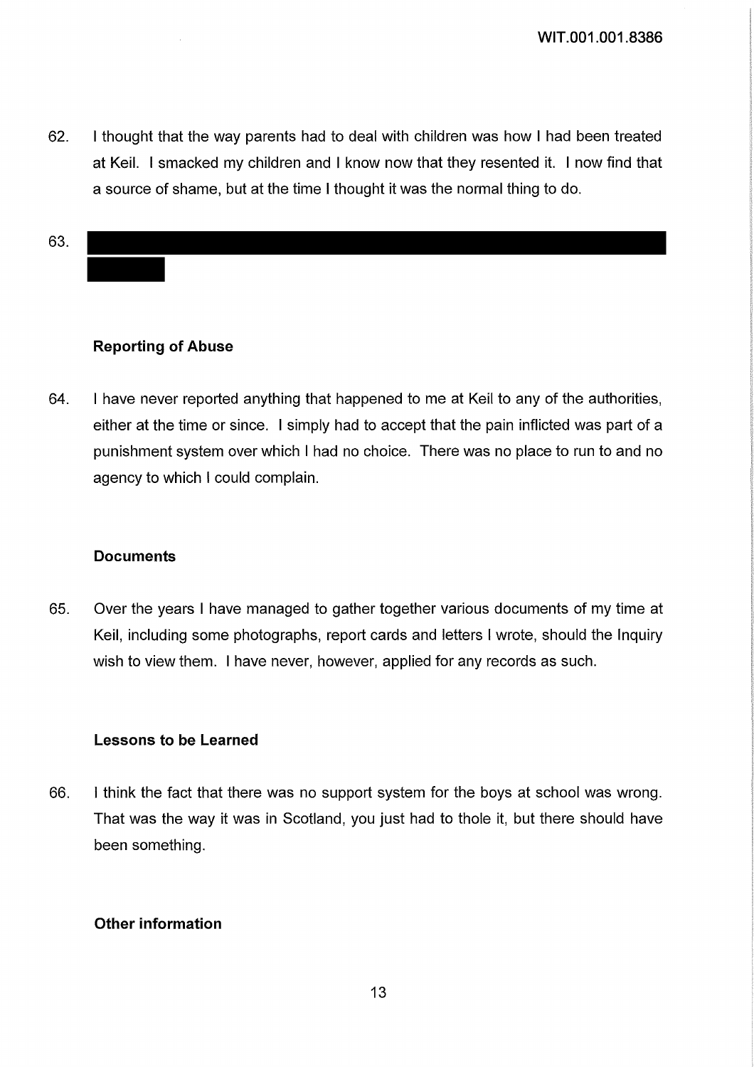62. I thought that the way parents had to deal with children was how I had been treated at Keil. I smacked my children and I know now that they resented it. I now find that a source of shame, but at the time I thought it was the normal thing to do.

63.

### Reporting of Abuse

64. I have never reported anything that happened to me at Keil to any of the authorities, either at the time or since. I simply had to accept that the pain inflicted was part of a punishment system over which I had no choice. There was no place to run to and no agency to which I could complain.

### Documents

65. Over the years I have managed to gather together various documents of my time at Keil, including some photographs, report cards and letters I wrote, should the Inquiry wish to view them. I have never, however, applied for any records as such.

### Lessons to be Learned

66. I think the fact that there was no support system for the boys at school was wrong. That was the way it was in Scotland, you just had to thole it, but there should have been something.

### Other information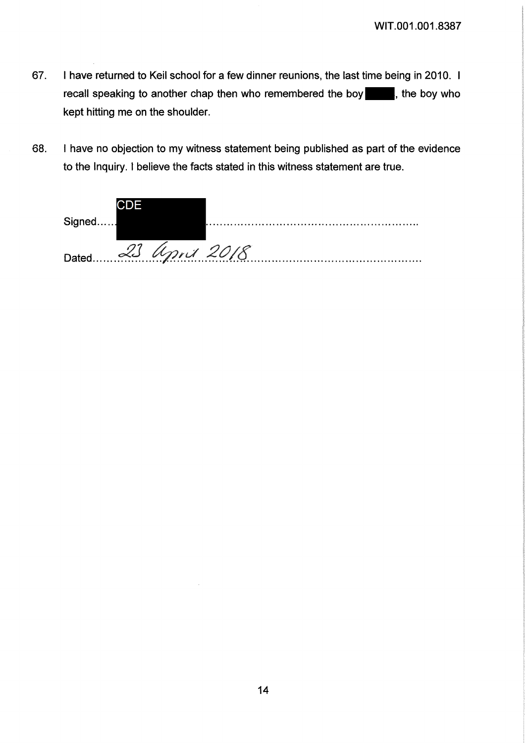67. I have returned to Keil school for a few dinner reunions, the last time being in 2010. I recall speaking to another chap then who remembered the boy ███, the boy who kept hitting me on the shoulder.

68. I have no objection to my witness statement being published as part of the evidence to the Inquiry. I believe the facts stated in this witness statement are true.

Signed...... CDE ..........................................................

Dated....... 23 April 2018 ..........................................................